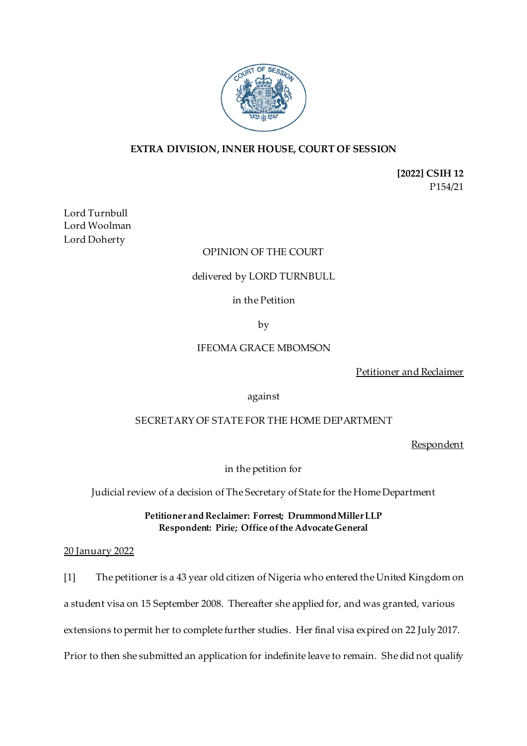**EXTRA DIVISION, INNER HOUSE, COURT OF SESSION**

**[2022] CSIH 12**
P154/21

Lord Turnbull
Lord Woolman
Lord Doherty

OPINION OF THE COURT

delivered by LORD TURNBULL

in the Petition

by

IFEOMA GRACE MBOMSON

Petitioner and Reclaimer

against

SECRETARY OF STATE FOR THE HOME DEPARTMENT

Respondent

in the petition for

Judicial review of a decision of The Secretary of State for the Home Department

**Petitioner and Reclaimer: Forrest; Drummond Miller LLP**
**Respondent: Pirie; Office of the Advocate General**

20 January 2022

[1] The petitioner is a 43 year old citizen of Nigeria who entered the United Kingdom on a student visa on 15 September 2008. Thereafter she applied for, and was granted, various extensions to permit her to complete further studies. Her final visa expired on 22 July 2017. Prior to then she submitted an application for indefinite leave to remain. She did not qualify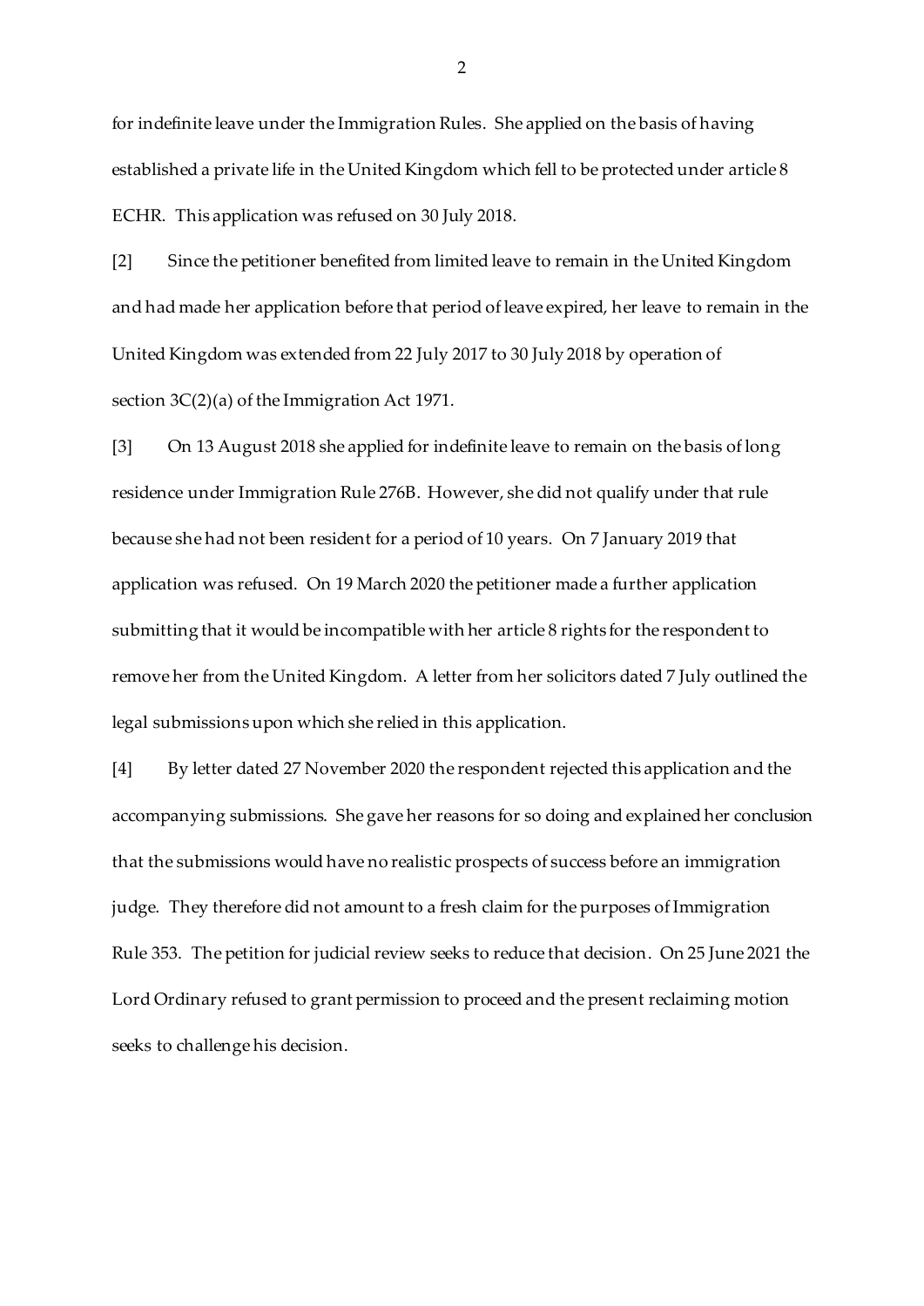for indefinite leave under the Immigration Rules. She applied on the basis of having established a private life in the United Kingdom which fell to be protected under article 8 ECHR. This application was refused on 30 July 2018.

[2] Since the petitioner benefited from limited leave to remain in the United Kingdom and had made her application before that period of leave expired, her leave to remain in the United Kingdom was extended from 22 July 2017 to 30 July 2018 by operation of section 3C(2)(a) of the Immigration Act 1971.

[3] On 13 August 2018 she applied for indefinite leave to remain on the basis of long residence under Immigration Rule 276B. However, she did not qualify under that rule because she had not been resident for a period of 10 years. On 7 January 2019 that application was refused. On 19 March 2020 the petitioner made a further application submitting that it would be incompatible with her article 8 rights for the respondent to remove her from the United Kingdom. A letter from her solicitors dated 7 July outlined the legal submissions upon which she relied in this application.

[4] By letter dated 27 November 2020 the respondent rejected this application and the accompanying submissions. She gave her reasons for so doing and explained her conclusion that the submissions would have no realistic prospects of success before an immigration judge. They therefore did not amount to a fresh claim for the purposes of Immigration Rule 353. The petition for judicial review seeks to reduce that decision. On 25 June 2021 the Lord Ordinary refused to grant permission to proceed and the present reclaiming motion seeks to challenge his decision.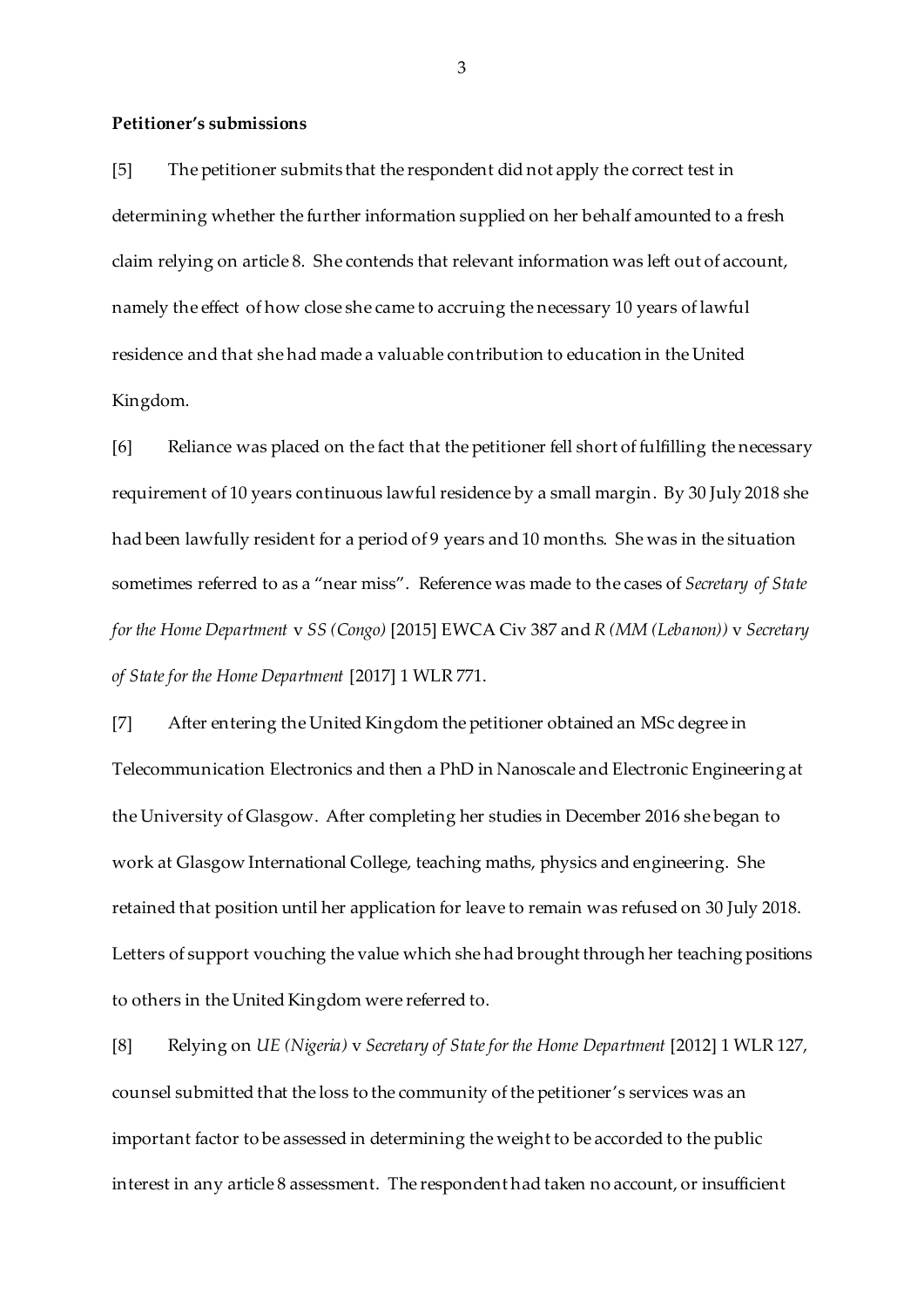**Petitioner's submissions**

[5] The petitioner submits that the respondent did not apply the correct test in determining whether the further information supplied on her behalf amounted to a fresh claim relying on article 8. She contends that relevant information was left out of account, namely the effect of how close she came to accruing the necessary 10 years of lawful residence and that she had made a valuable contribution to education in the United Kingdom.

[6] Reliance was placed on the fact that the petitioner fell short of fulfilling the necessary requirement of 10 years continuous lawful residence by a small margin. By 30 July 2018 she had been lawfully resident for a period of 9 years and 10 months. She was in the situation sometimes referred to as a "near miss". Reference was made to the cases of *Secretary of State for the Home Department* v *SS (Congo)* [2015] EWCA Civ 387 and *R (MM (Lebanon))* v *Secretary of State for the Home Department* [2017] 1 WLR 771.

[7] After entering the United Kingdom the petitioner obtained an MSc degree in Telecommunication Electronics and then a PhD in Nanoscale and Electronic Engineering at the University of Glasgow. After completing her studies in December 2016 she began to work at Glasgow International College, teaching maths, physics and engineering. She retained that position until her application for leave to remain was refused on 30 July 2018. Letters of support vouching the value which she had brought through her teaching positions to others in the United Kingdom were referred to.

[8] Relying on *UE (Nigeria)* v *Secretary of State for the Home Department* [2012] 1 WLR 127, counsel submitted that the loss to the community of the petitioner's services was an important factor to be assessed in determining the weight to be accorded to the public interest in any article 8 assessment. The respondent had taken no account, or insufficient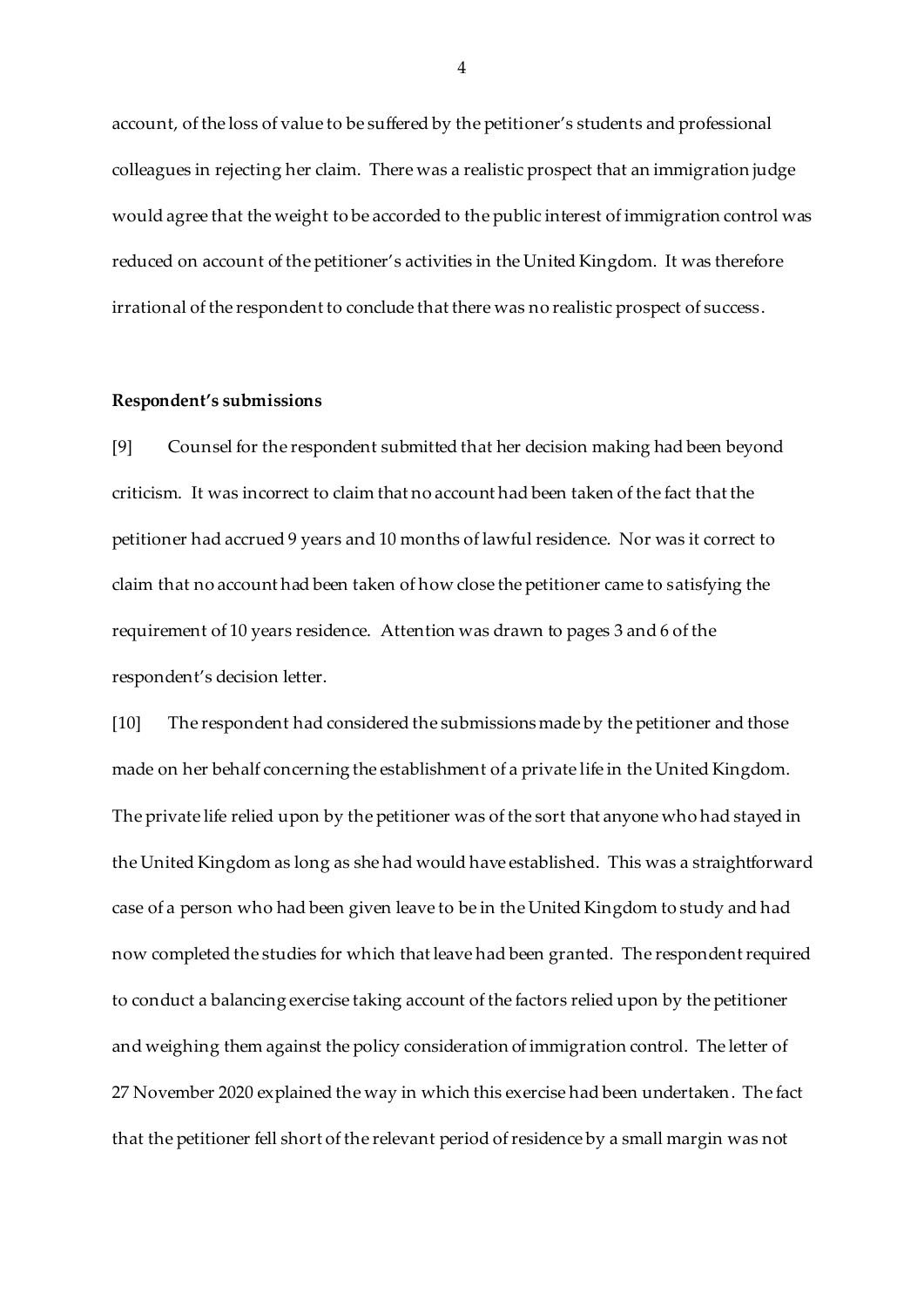account, of the loss of value to be suffered by the petitioner's students and professional colleagues in rejecting her claim. There was a realistic prospect that an immigration judge would agree that the weight to be accorded to the public interest of immigration control was reduced on account of the petitioner's activities in the United Kingdom. It was therefore irrational of the respondent to conclude that there was no realistic prospect of success.

**Respondent's submissions**

[9] Counsel for the respondent submitted that her decision making had been beyond criticism. It was incorrect to claim that no account had been taken of the fact that the petitioner had accrued 9 years and 10 months of lawful residence. Nor was it correct to claim that no account had been taken of how close the petitioner came to satisfying the requirement of 10 years residence. Attention was drawn to pages 3 and 6 of the respondent's decision letter.

[10] The respondent had considered the submissions made by the petitioner and those made on her behalf concerning the establishment of a private life in the United Kingdom. The private life relied upon by the petitioner was of the sort that anyone who had stayed in the United Kingdom as long as she had would have established. This was a straightforward case of a person who had been given leave to be in the United Kingdom to study and had now completed the studies for which that leave had been granted. The respondent required to conduct a balancing exercise taking account of the factors relied upon by the petitioner and weighing them against the policy consideration of immigration control. The letter of 27 November 2020 explained the way in which this exercise had been undertaken. The fact that the petitioner fell short of the relevant period of residence by a small margin was not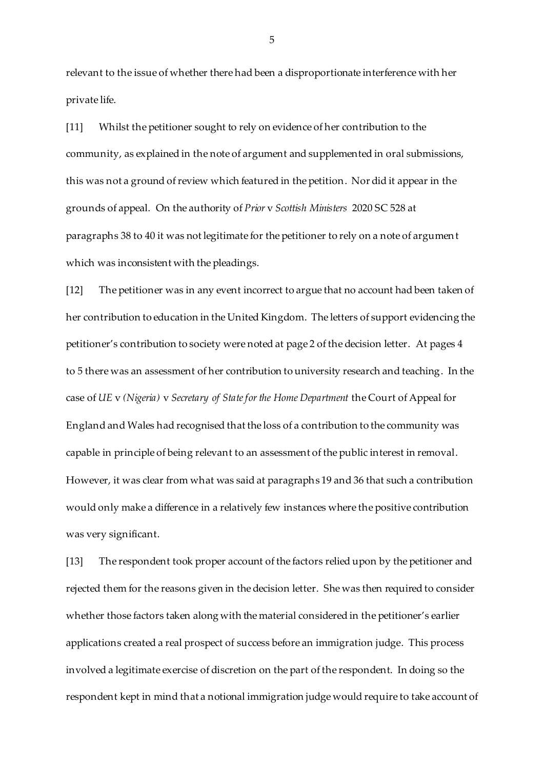relevant to the issue of whether there had been a disproportionate interference with her private life.

[11] Whilst the petitioner sought to rely on evidence of her contribution to the community, as explained in the note of argument and supplemented in oral submissions, this was not a ground of review which featured in the petition. Nor did it appear in the grounds of appeal. On the authority of *Prior* v *Scottish Ministers* 2020 SC 528 at paragraphs 38 to 40 it was not legitimate for the petitioner to rely on a note of argument which was inconsistent with the pleadings.

[12] The petitioner was in any event incorrect to argue that no account had been taken of her contribution to education in the United Kingdom. The letters of support evidencing the petitioner's contribution to society were noted at page 2 of the decision letter. At pages 4 to 5 there was an assessment of her contribution to university research and teaching. In the case of *UE* v *(Nigeria)* v *Secretary of State for the Home Department* the Court of Appeal for England and Wales had recognised that the loss of a contribution to the community was capable in principle of being relevant to an assessment of the public interest in removal. However, it was clear from what was said at paragraphs 19 and 36 that such a contribution would only make a difference in a relatively few instances where the positive contribution was very significant.

[13] The respondent took proper account of the factors relied upon by the petitioner and rejected them for the reasons given in the decision letter. She was then required to consider whether those factors taken along with the material considered in the petitioner's earlier applications created a real prospect of success before an immigration judge. This process involved a legitimate exercise of discretion on the part of the respondent. In doing so the respondent kept in mind that a notional immigration judge would require to take account of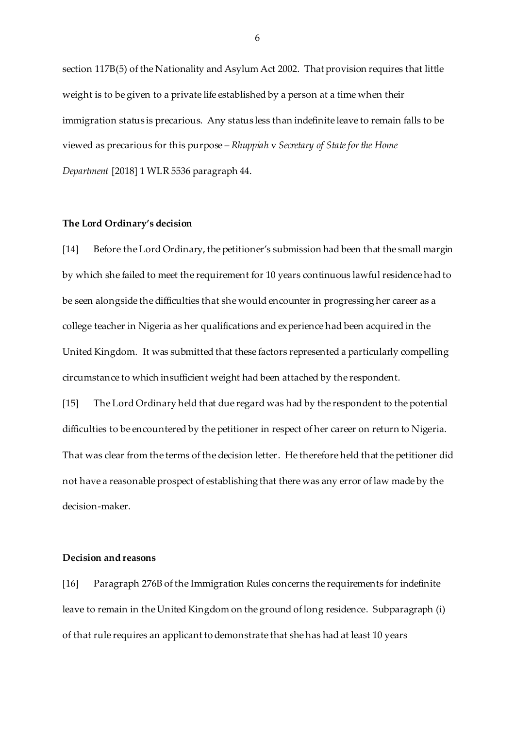section 117B(5) of the Nationality and Asylum Act 2002. That provision requires that little weight is to be given to a private life established by a person at a time when their immigration status is precarious. Any status less than indefinite leave to remain falls to be viewed as precarious for this purpose – *Rhuppiah* v *Secretary of State for the Home Department* [2018] 1 WLR 5536 paragraph 44.

**The Lord Ordinary's decision**

[14] Before the Lord Ordinary, the petitioner's submission had been that the small margin by which she failed to meet the requirement for 10 years continuous lawful residence had to be seen alongside the difficulties that she would encounter in progressing her career as a college teacher in Nigeria as her qualifications and experience had been acquired in the United Kingdom. It was submitted that these factors represented a particularly compelling circumstance to which insufficient weight had been attached by the respondent.

[15] The Lord Ordinary held that due regard was had by the respondent to the potential difficulties to be encountered by the petitioner in respect of her career on return to Nigeria. That was clear from the terms of the decision letter. He therefore held that the petitioner did not have a reasonable prospect of establishing that there was any error of law made by the decision-maker.

**Decision and reasons**

[16] Paragraph 276B of the Immigration Rules concerns the requirements for indefinite leave to remain in the United Kingdom on the ground of long residence. Subparagraph (i) of that rule requires an applicant to demonstrate that she has had at least 10 years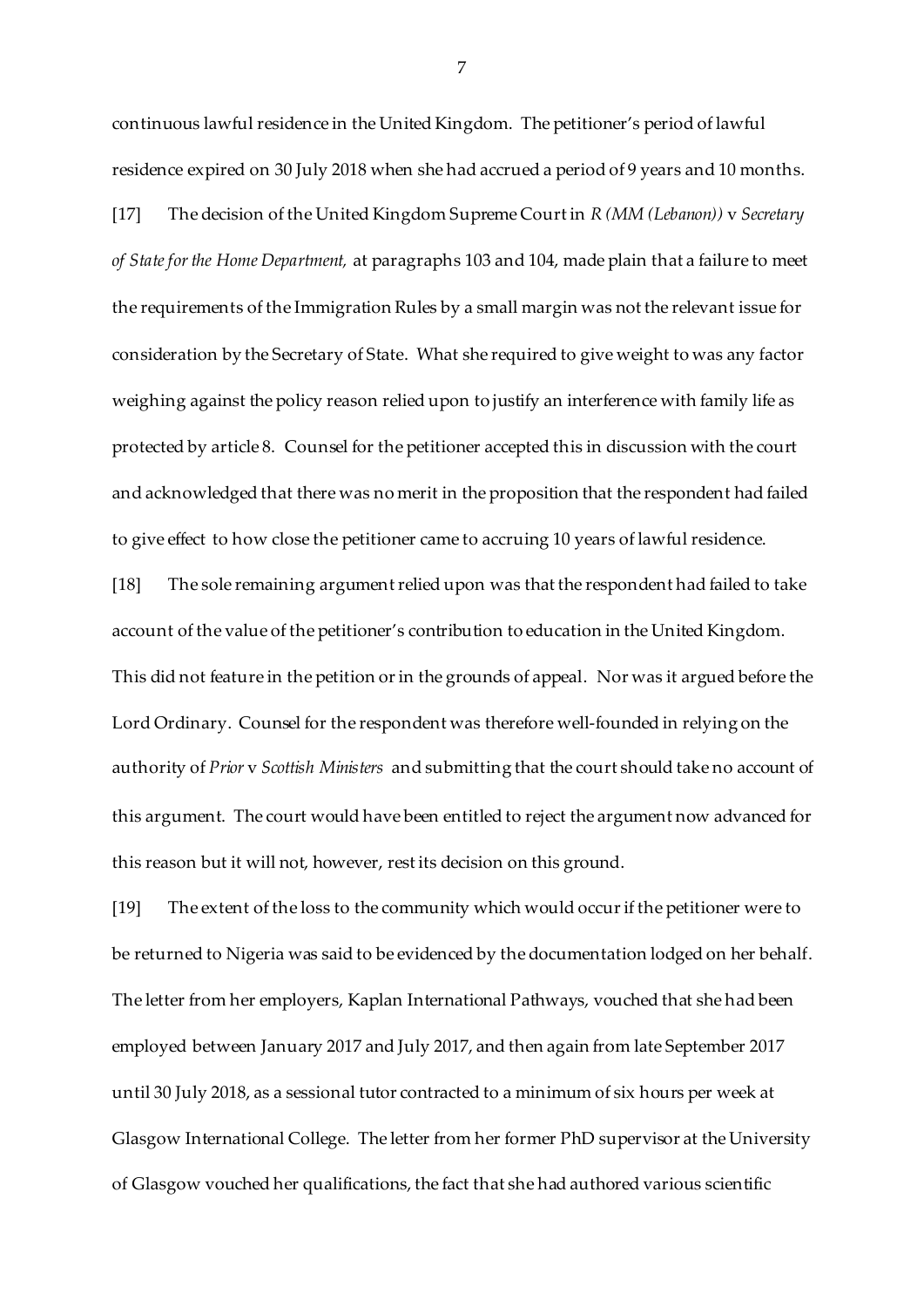continuous lawful residence in the United Kingdom. The petitioner's period of lawful residence expired on 30 July 2018 when she had accrued a period of 9 years and 10 months.

[17] The decision of the United Kingdom Supreme Court in *R (MM (Lebanon))* v *Secretary of State for the Home Department,* at paragraphs 103 and 104, made plain that a failure to meet the requirements of the Immigration Rules by a small margin was not the relevant issue for consideration by the Secretary of State. What she required to give weight to was any factor weighing against the policy reason relied upon to justify an interference with family life as protected by article 8. Counsel for the petitioner accepted this in discussion with the court and acknowledged that there was no merit in the proposition that the respondent had failed to give effect to how close the petitioner came to accruing 10 years of lawful residence.

[18] The sole remaining argument relied upon was that the respondent had failed to take account of the value of the petitioner's contribution to education in the United Kingdom. This did not feature in the petition or in the grounds of appeal. Nor was it argued before the Lord Ordinary. Counsel for the respondent was therefore well-founded in relying on the authority of *Prior* v *Scottish Ministers* and submitting that the court should take no account of this argument. The court would have been entitled to reject the argument now advanced for this reason but it will not, however, rest its decision on this ground.

[19] The extent of the loss to the community which would occur if the petitioner were to be returned to Nigeria was said to be evidenced by the documentation lodged on her behalf. The letter from her employers, Kaplan International Pathways, vouched that she had been employed between January 2017 and July 2017, and then again from late September 2017 until 30 July 2018, as a sessional tutor contracted to a minimum of six hours per week at Glasgow International College. The letter from her former PhD supervisor at the University of Glasgow vouched her qualifications, the fact that she had authored various scientific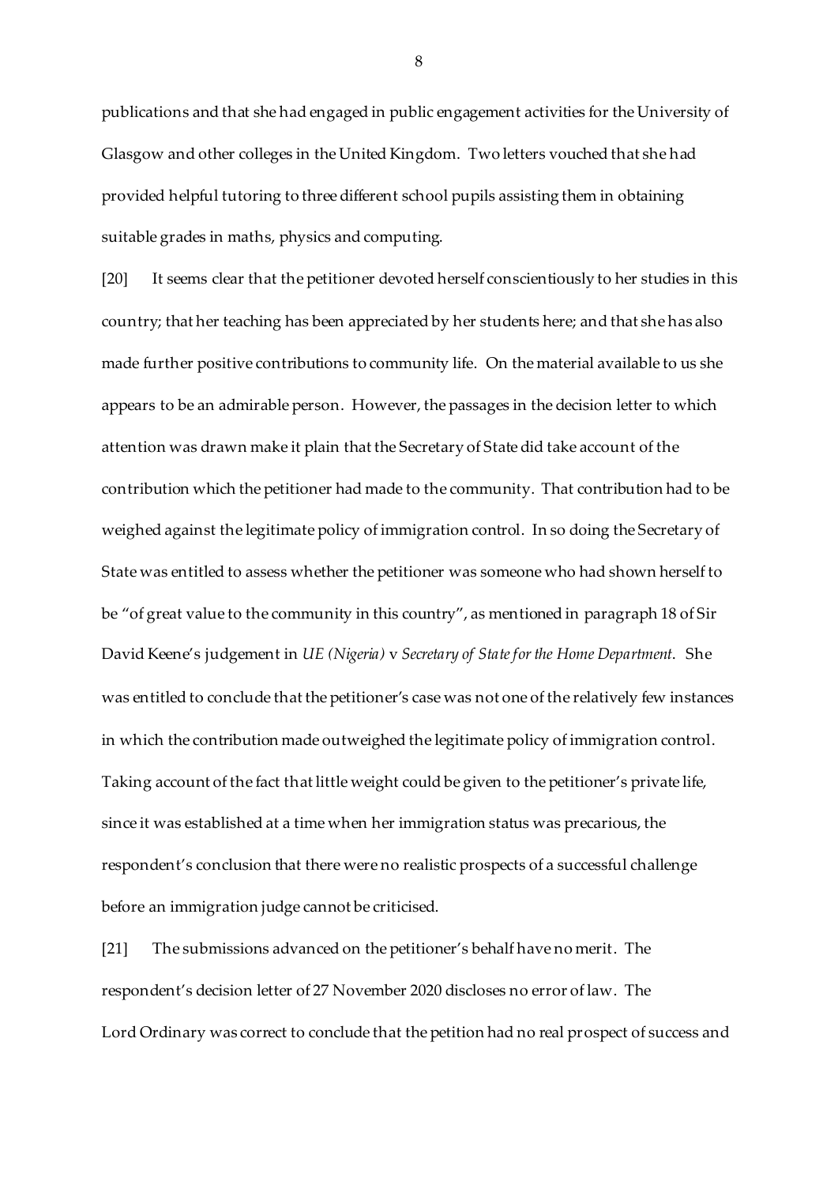publications and that she had engaged in public engagement activities for the University of Glasgow and other colleges in the United Kingdom. Two letters vouched that she had provided helpful tutoring to three different school pupils assisting them in obtaining suitable grades in maths, physics and computing.

[20] It seems clear that the petitioner devoted herself conscientiously to her studies in this country; that her teaching has been appreciated by her students here; and that she has also made further positive contributions to community life. On the material available to us she appears to be an admirable person. However, the passages in the decision letter to which attention was drawn make it plain that the Secretary of State did take account of the contribution which the petitioner had made to the community. That contribution had to be weighed against the legitimate policy of immigration control. In so doing the Secretary of State was entitled to assess whether the petitioner was someone who had shown herself to be "of great value to the community in this country", as mentioned in paragraph 18 of Sir David Keene's judgement in *UE (Nigeria)* v *Secretary of State for the Home Department*. She was entitled to conclude that the petitioner's case was not one of the relatively few instances in which the contribution made outweighed the legitimate policy of immigration control. Taking account of the fact that little weight could be given to the petitioner's private life, since it was established at a time when her immigration status was precarious, the respondent's conclusion that there were no realistic prospects of a successful challenge before an immigration judge cannot be criticised.

[21] The submissions advanced on the petitioner's behalf have no merit. The respondent's decision letter of 27 November 2020 discloses no error of law. The Lord Ordinary was correct to conclude that the petition had no real prospect of success and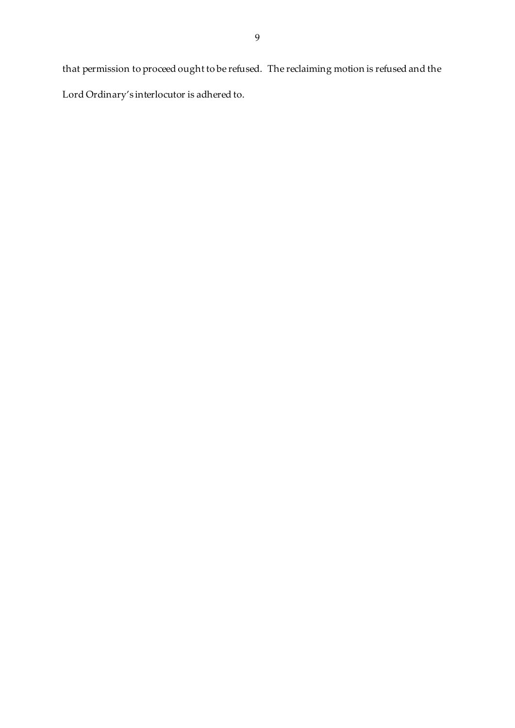that permission to proceed ought to be refused. The reclaiming motion is refused and the Lord Ordinary's interlocutor is adhered to.